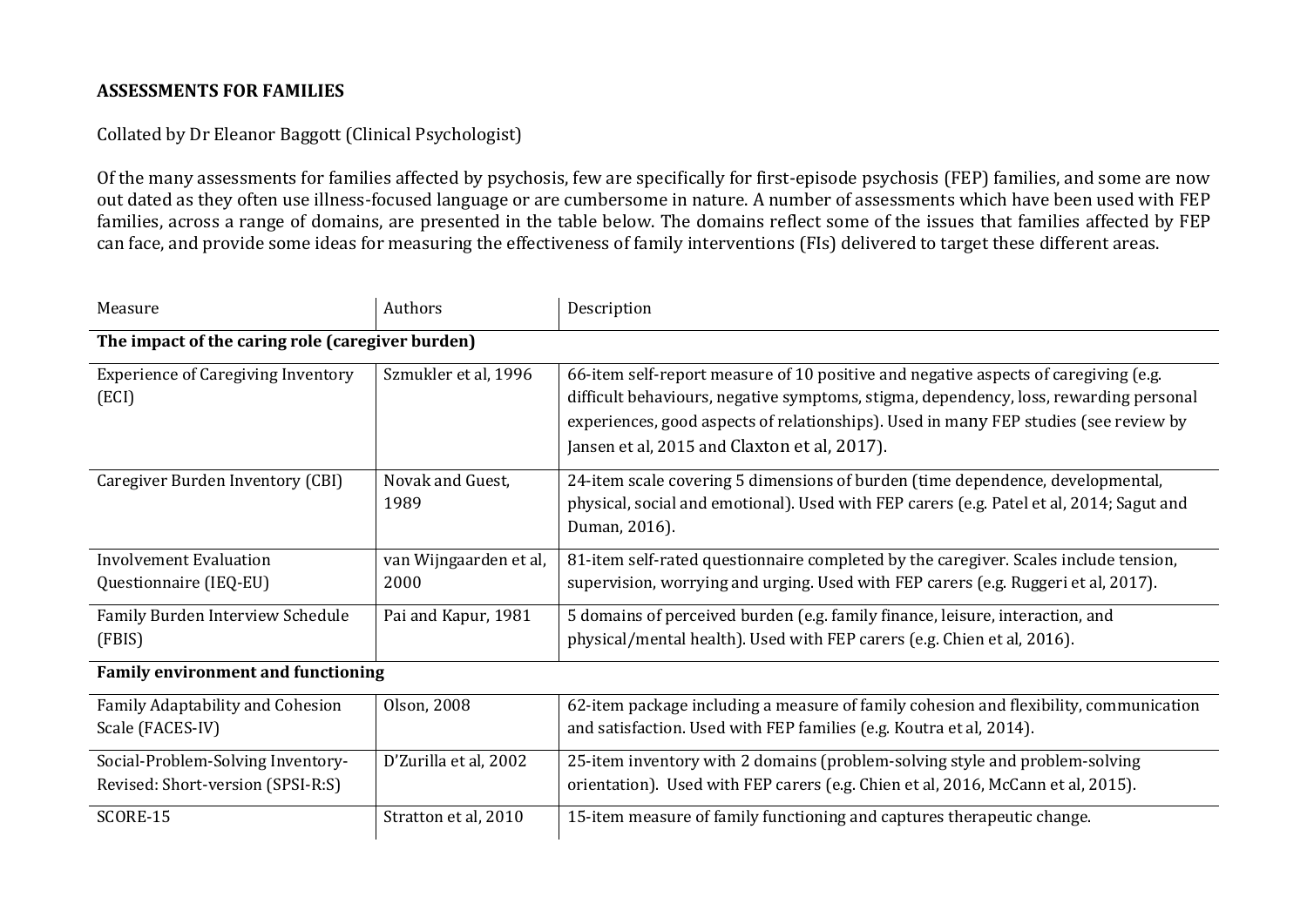**ASSESSMENTS FOR FAMILIES**

Collated by Dr Eleanor Baggott (Clinical Psychologist)

Of the many assessments for families affected by psychosis, few are specifically for first-episode psychosis (FEP) families, and some are now out dated as they often use illness-focused language or are cumbersome in nature. A number of assessments which have been used with FEP families, across a range of domains, are presented in the table below. The domains reflect some of the issues that families affected by FEP can face, and provide some ideas for measuring the effectiveness of family interventions (FIs) delivered to target these different areas.

| Measure | Authors | Description |
|---|---|---|
| **The impact of the caring role (caregiver burden)** | | |
| Experience of Caregiving Inventory (ECI) | Szmukler et al, 1996 | 66-item self-report measure of 10 positive and negative aspects of caregiving (e.g. difficult behaviours, negative symptoms, stigma, dependency, loss, rewarding personal experiences, good aspects of relationships). Used in many FEP studies (see review by Jansen et al, 2015 and Claxton et al, 2017). |
| Caregiver Burden Inventory (CBI) | Novak and Guest, 1989 | 24-item scale covering 5 dimensions of burden (time dependence, developmental, physical, social and emotional). Used with FEP carers (e.g. Patel et al, 2014; Sagut and Duman, 2016). |
| Involvement Evaluation Questionnaire (IEQ-EU) | van Wijngaarden et al, 2000 | 81-item self-rated questionnaire completed by the caregiver. Scales include tension, supervision, worrying and urging. Used with FEP carers (e.g. Ruggeri et al, 2017). |
| Family Burden Interview Schedule (FBIS) | Pai and Kapur, 1981 | 5 domains of perceived burden (e.g. family finance, leisure, interaction, and physical/mental health). Used with FEP carers (e.g. Chien et al, 2016). |
| **Family environment and functioning** | | |
| Family Adaptability and Cohesion Scale (FACES-IV) | Olson, 2008 | 62-item package including a measure of family cohesion and flexibility, communication and satisfaction. Used with FEP families (e.g. Koutra et al, 2014). |
| Social-Problem-Solving Inventory-Revised: Short-version (SPSI-R:S) | D'Zurilla et al, 2002 | 25-item inventory with 2 domains (problem-solving style and problem-solving orientation). Used with FEP carers (e.g. Chien et al, 2016, McCann et al, 2015). |
| SCORE-15 | Stratton et al, 2010 | 15-item measure of family functioning and captures therapeutic change. |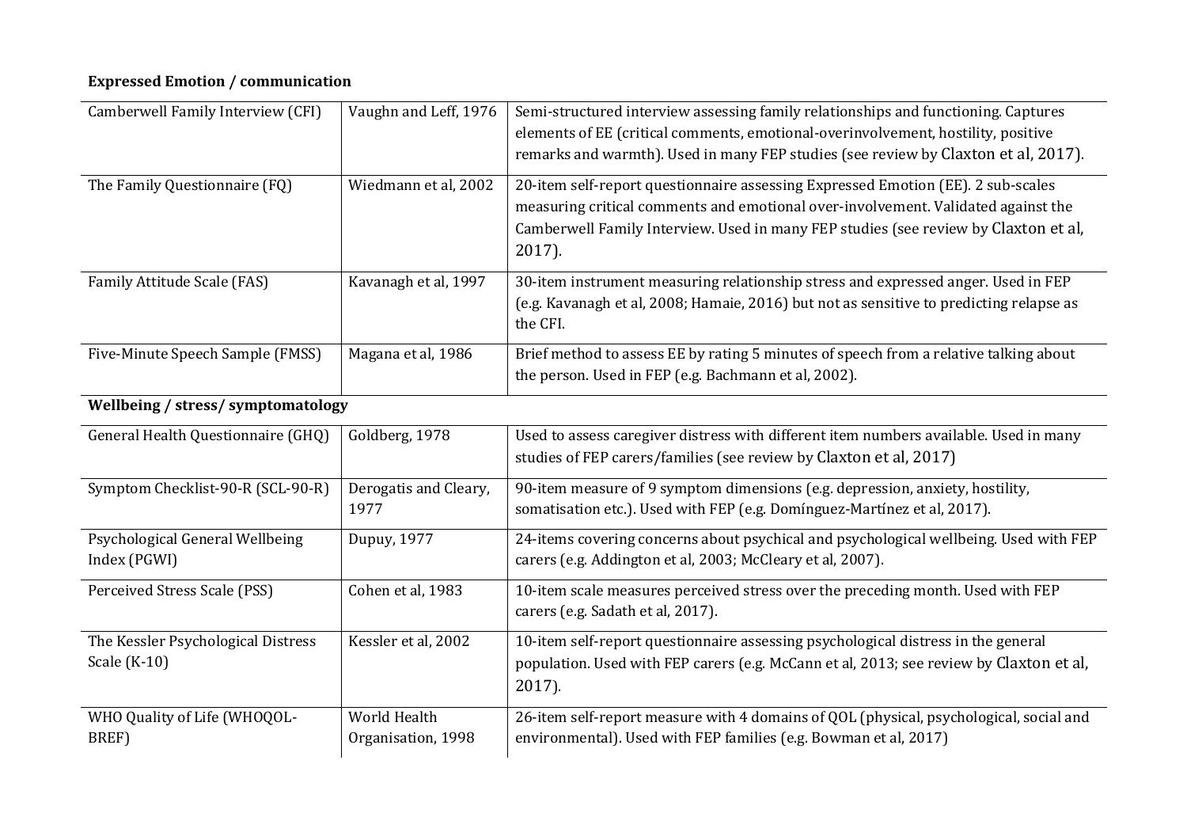**Expressed Emotion / communication**

| | | |
|---|---|---|
| Camberwell Family Interview (CFI) | Vaughn and Leff, 1976 | Semi-structured interview assessing family relationships and functioning. Captures elements of EE (critical comments, emotional-overinvolvement, hostility, positive remarks and warmth). Used in many FEP studies (see review by Claxton et al, 2017). |
| The Family Questionnaire (FQ) | Wiedmann et al, 2002 | 20-item self-report questionnaire assessing Expressed Emotion (EE). 2 sub-scales measuring critical comments and emotional over-involvement. Validated against the Camberwell Family Interview. Used in many FEP studies (see review by Claxton et al, 2017). |
| Family Attitude Scale (FAS) | Kavanagh et al, 1997 | 30-item instrument measuring relationship stress and expressed anger. Used in FEP (e.g. Kavanagh et al, 2008; Hamaie, 2016) but not as sensitive to predicting relapse as the CFI. |
| Five-Minute Speech Sample (FMSS) | Magana et al, 1986 | Brief method to assess EE by rating 5 minutes of speech from a relative talking about the person. Used in FEP (e.g. Bachmann et al, 2002). |
| **Wellbeing / stress/ symptomatology** | | |
| General Health Questionnaire (GHQ) | Goldberg, 1978 | Used to assess caregiver distress with different item numbers available. Used in many studies of FEP carers/families (see review by Claxton et al, 2017) |
| Symptom Checklist-90-R (SCL-90-R) | Derogatis and Cleary, 1977 | 90-item measure of 9 symptom dimensions (e.g. depression, anxiety, hostility, somatisation etc.). Used with FEP (e.g. Domínguez-Martínez et al, 2017). |
| Psychological General Wellbeing Index (PGWI) | Dupuy, 1977 | 24-items covering concerns about psychical and psychological wellbeing. Used with FEP carers (e.g. Addington et al, 2003; McCleary et al, 2007). |
| Perceived Stress Scale (PSS) | Cohen et al, 1983 | 10-item scale measures perceived stress over the preceding month. Used with FEP carers (e.g. Sadath et al, 2017). |
| The Kessler Psychological Distress Scale (K-10) | Kessler et al, 2002 | 10-item self-report questionnaire assessing psychological distress in the general population. Used with FEP carers (e.g. McCann et al, 2013; see review by Claxton et al, 2017). |
| WHO Quality of Life (WHOQOL-BREF) | World Health Organisation, 1998 | 26-item self-report measure with 4 domains of QOL (physical, psychological, social and environmental). Used with FEP families (e.g. Bowman et al, 2017) |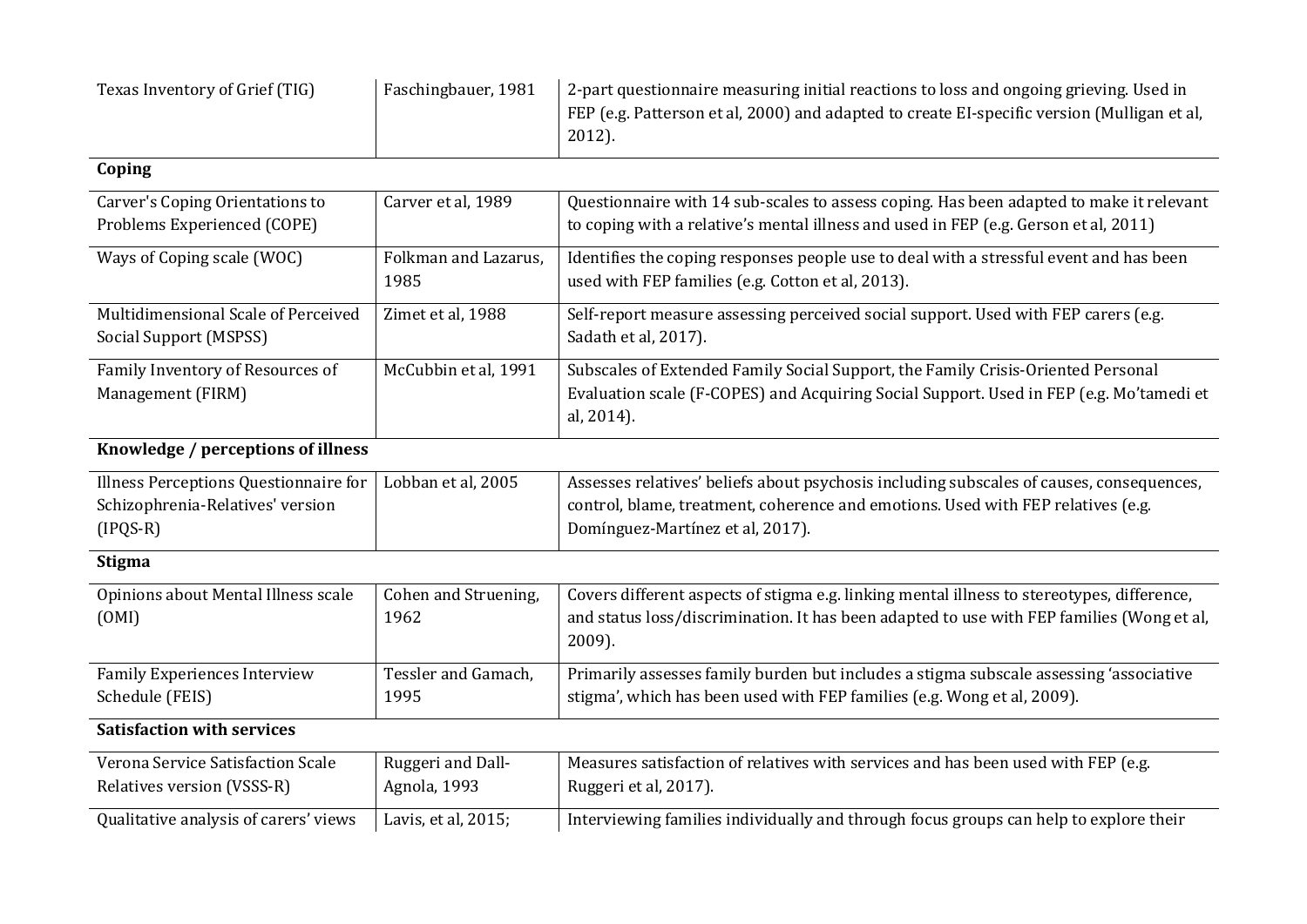| | | |
|---|---|---|
| Texas Inventory of Grief (TIG) | Faschingbauer, 1981 | 2-part questionnaire measuring initial reactions to loss and ongoing grieving. Used in FEP (e.g. Patterson et al, 2000) and adapted to create EI-specific version (Mulligan et al, 2012). |
| **Coping** | | |
| Carver's Coping Orientations to Problems Experienced (COPE) | Carver et al, 1989 | Questionnaire with 14 sub-scales to assess coping. Has been adapted to make it relevant to coping with a relative's mental illness and used in FEP (e.g. Gerson et al, 2011) |
| Ways of Coping scale (WOC) | Folkman and Lazarus, 1985 | Identifies the coping responses people use to deal with a stressful event and has been used with FEP families (e.g. Cotton et al, 2013). |
| Multidimensional Scale of Perceived Social Support (MSPSS) | Zimet et al, 1988 | Self-report measure assessing perceived social support. Used with FEP carers (e.g. Sadath et al, 2017). |
| Family Inventory of Resources of Management (FIRM) | McCubbin et al, 1991 | Subscales of Extended Family Social Support, the Family Crisis-Oriented Personal Evaluation scale (F-COPES) and Acquiring Social Support. Used in FEP (e.g. Mo'tamedi et al, 2014). |
| **Knowledge / perceptions of illness** | | |
| Illness Perceptions Questionnaire for Schizophrenia-Relatives' version (IPQS-R) | Lobban et al, 2005 | Assesses relatives' beliefs about psychosis including subscales of causes, consequences, control, blame, treatment, coherence and emotions. Used with FEP relatives (e.g. Domínguez-Martínez et al, 2017). |
| **Stigma** | | |
| Opinions about Mental Illness scale (OMI) | Cohen and Struening, 1962 | Covers different aspects of stigma e.g. linking mental illness to stereotypes, difference, and status loss/discrimination. It has been adapted to use with FEP families (Wong et al, 2009). |
| Family Experiences Interview Schedule (FEIS) | Tessler and Gamach, 1995 | Primarily assesses family burden but includes a stigma subscale assessing 'associative stigma', which has been used with FEP families (e.g. Wong et al, 2009). |
| **Satisfaction with services** | | |
| Verona Service Satisfaction Scale Relatives version (VSSS-R) | Ruggeri and Dall-Agnola, 1993 | Measures satisfaction of relatives with services and has been used with FEP (e.g. Ruggeri et al, 2017). |
| Qualitative analysis of carers' views | Lavis, et al, 2015; | Interviewing families individually and through focus groups can help to explore their |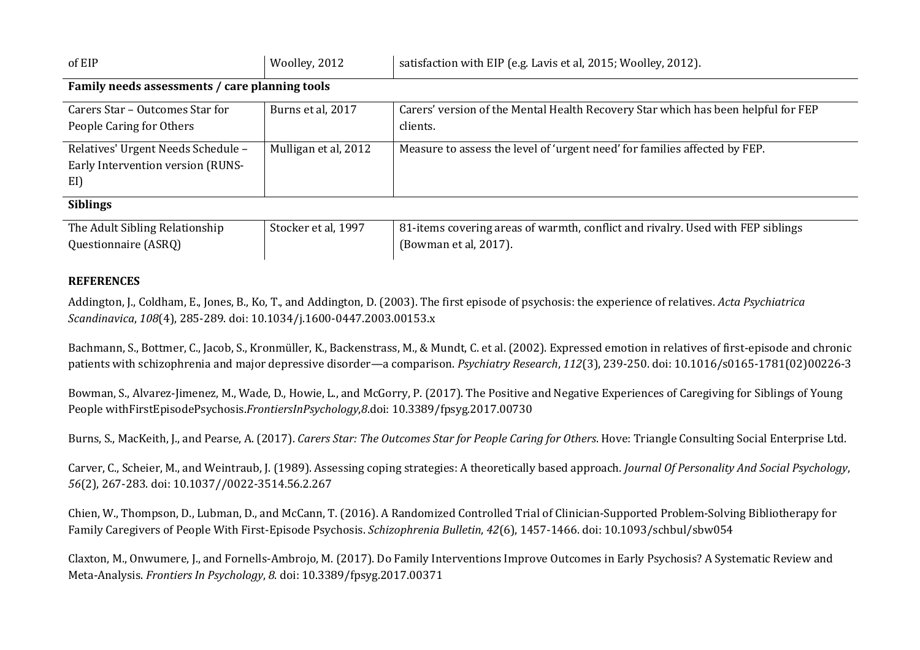| | | |
|---|---|---|
| of EIP | Woolley, 2012 | satisfaction with EIP (e.g. Lavis et al, 2015; Woolley, 2012). |
| **Family needs assessments / care planning tools** | | |
| Carers Star – Outcomes Star for People Caring for Others | Burns et al, 2017 | Carers' version of the Mental Health Recovery Star which has been helpful for FEP clients. |
| Relatives' Urgent Needs Schedule – Early Intervention version (RUNS-EI) | Mulligan et al, 2012 | Measure to assess the level of 'urgent need' for families affected by FEP. |
| **Siblings** | | |
| The Adult Sibling Relationship Questionnaire (ASRQ) | Stocker et al, 1997 | 81-items covering areas of warmth, conflict and rivalry. Used with FEP siblings (Bowman et al, 2017). |

**REFERENCES**

Addington, J., Coldham, E., Jones, B., Ko, T., and Addington, D. (2003). The first episode of psychosis: the experience of relatives. *Acta Psychiatrica Scandinavica*, *108*(4), 285-289. doi: 10.1034/j.1600-0447.2003.00153.x

Bachmann, S., Bottmer, C., Jacob, S., Kronmüller, K., Backenstrass, M., & Mundt, C. et al. (2002). Expressed emotion in relatives of first-episode and chronic patients with schizophrenia and major depressive disorder—a comparison. *Psychiatry Research*, *112*(3), 239-250. doi: 10.1016/s0165-1781(02)00226-3

Bowman, S., Alvarez-Jimenez, M., Wade, D., Howie, L., and McGorry, P. (2017). The Positive and Negative Experiences of Caregiving for Siblings of Young People withFirstEpisodePsychosis.*FrontiersInPsychology*,*8*.doi: 10.3389/fpsyg.2017.00730

Burns, S., MacKeith, J., and Pearse, A. (2017). *Carers Star: The Outcomes Star for People Caring for Others*. Hove: Triangle Consulting Social Enterprise Ltd.

Carver, C., Scheier, M., and Weintraub, J. (1989). Assessing coping strategies: A theoretically based approach. *Journal Of Personality And Social Psychology*, *56*(2), 267-283. doi: 10.1037//0022-3514.56.2.267

Chien, W., Thompson, D., Lubman, D., and McCann, T. (2016). A Randomized Controlled Trial of Clinician-Supported Problem-Solving Bibliotherapy for Family Caregivers of People With First-Episode Psychosis. *Schizophrenia Bulletin*, *42*(6), 1457-1466. doi: 10.1093/schbul/sbw054

Claxton, M., Onwumere, J., and Fornells-Ambrojo, M. (2017). Do Family Interventions Improve Outcomes in Early Psychosis? A Systematic Review and Meta-Analysis. *Frontiers In Psychology*, *8*. doi: 10.3389/fpsyg.2017.00371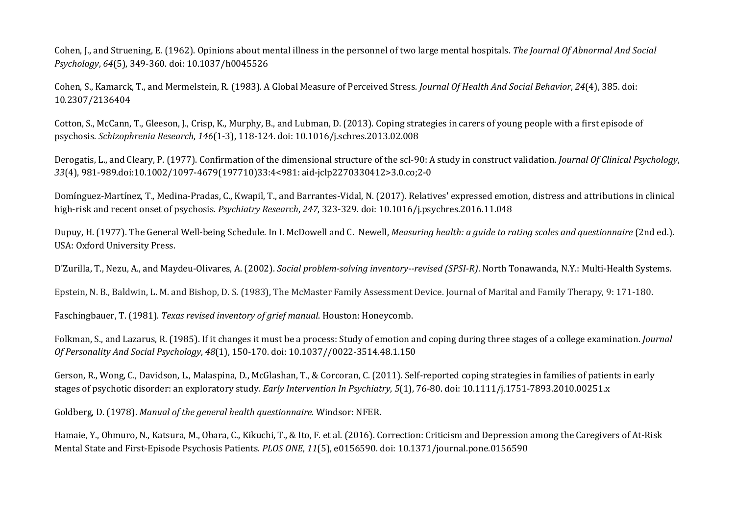Cohen, J., and Struening, E. (1962). Opinions about mental illness in the personnel of two large mental hospitals. *The Journal Of Abnormal And Social Psychology*, *64*(5), 349-360. doi: 10.1037/h0045526

Cohen, S., Kamarck, T., and Mermelstein, R. (1983). A Global Measure of Perceived Stress. *Journal Of Health And Social Behavior*, *24*(4), 385. doi: 10.2307/2136404

Cotton, S., McCann, T., Gleeson, J., Crisp, K., Murphy, B., and Lubman, D. (2013). Coping strategies in carers of young people with a first episode of psychosis. *Schizophrenia Research*, *146*(1-3), 118-124. doi: 10.1016/j.schres.2013.02.008

Derogatis, L., and Cleary, P. (1977). Confirmation of the dimensional structure of the scl-90: A study in construct validation. *Journal Of Clinical Psychology*, *33*(4), 981-989.doi:10.1002/1097-4679(197710)33:4<981: aid-jclp2270330412>3.0.co;2-0

Domínguez-Martínez, T., Medina-Pradas, C., Kwapil, T., and Barrantes-Vidal, N. (2017). Relatives' expressed emotion, distress and attributions in clinical high-risk and recent onset of psychosis. *Psychiatry Research*, *247*, 323-329. doi: 10.1016/j.psychres.2016.11.048

Dupuy, H. (1977). The General Well-being Schedule. In I. McDowell and C. Newell, *Measuring health: a guide to rating scales and questionnaire* (2nd ed.). USA: Oxford University Press.

D'Zurilla, T., Nezu, A., and Maydeu-Olivares, A. (2002). *Social problem-solving inventory--revised (SPSI-R)*. North Tonawanda, N.Y.: Multi-Health Systems.

Epstein, N. B., Baldwin, L. M. and Bishop, D. S. (1983), The McMaster Family Assessment Device. Journal of Marital and Family Therapy, 9: 171-180.

Faschingbauer, T. (1981). *Texas revised inventory of grief manual*. Houston: Honeycomb.

Folkman, S., and Lazarus, R. (1985). If it changes it must be a process: Study of emotion and coping during three stages of a college examination. *Journal Of Personality And Social Psychology*, *48*(1), 150-170. doi: 10.1037//0022-3514.48.1.150

Gerson, R., Wong, C., Davidson, L., Malaspina, D., McGlashan, T., & Corcoran, C. (2011). Self-reported coping strategies in families of patients in early stages of psychotic disorder: an exploratory study. *Early Intervention In Psychiatry*, *5*(1), 76-80. doi: 10.1111/j.1751-7893.2010.00251.x

Goldberg, D. (1978). *Manual of the general health questionnaire*. Windsor: NFER.

Hamaie, Y., Ohmuro, N., Katsura, M., Obara, C., Kikuchi, T., & Ito, F. et al. (2016). Correction: Criticism and Depression among the Caregivers of At-Risk Mental State and First-Episode Psychosis Patients. *PLOS ONE*, *11*(5), e0156590. doi: 10.1371/journal.pone.0156590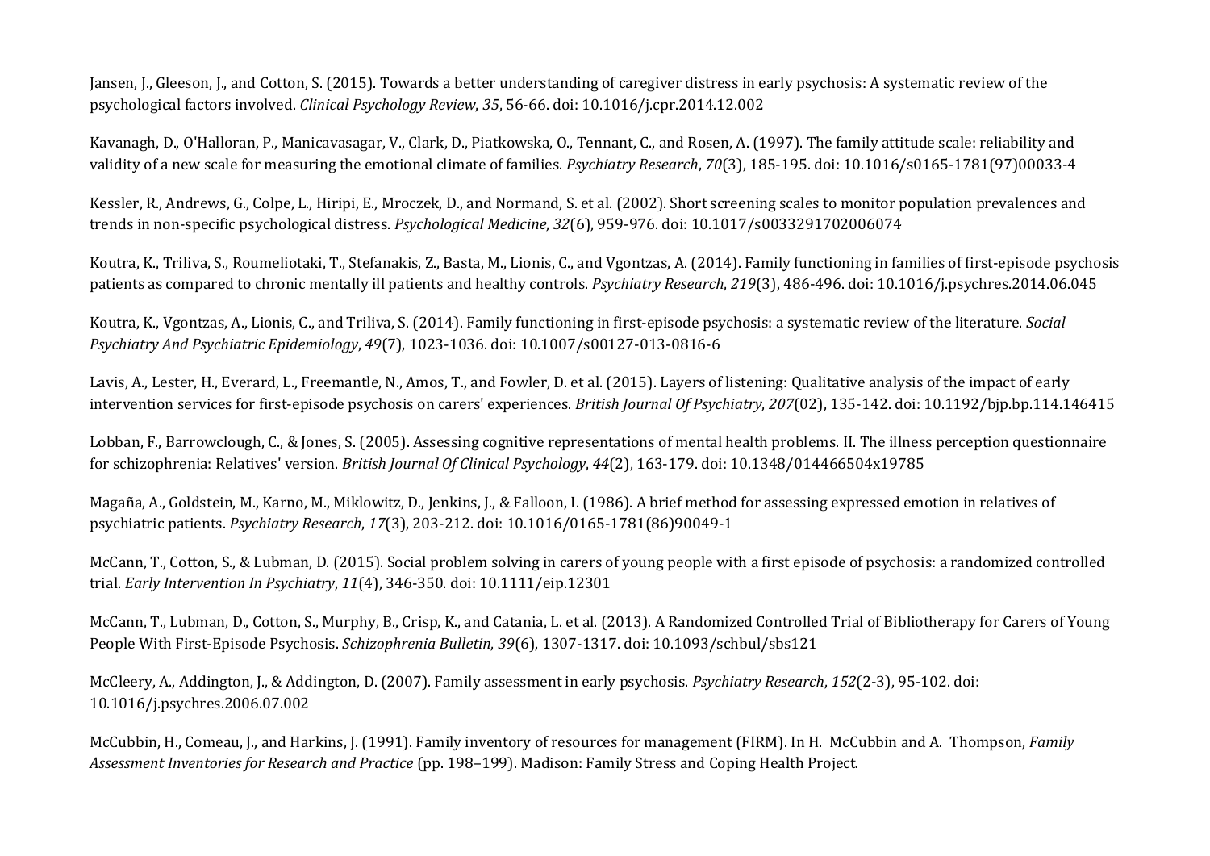Jansen, J., Gleeson, J., and Cotton, S. (2015). Towards a better understanding of caregiver distress in early psychosis: A systematic review of the psychological factors involved. *Clinical Psychology Review*, *35*, 56-66. doi: 10.1016/j.cpr.2014.12.002

Kavanagh, D., O'Halloran, P., Manicavasagar, V., Clark, D., Piatkowska, O., Tennant, C., and Rosen, A. (1997). The family attitude scale: reliability and validity of a new scale for measuring the emotional climate of families. *Psychiatry Research*, *70*(3), 185-195. doi: 10.1016/s0165-1781(97)00033-4

Kessler, R., Andrews, G., Colpe, L., Hiripi, E., Mroczek, D., and Normand, S. et al. (2002). Short screening scales to monitor population prevalences and trends in non-specific psychological distress. *Psychological Medicine*, *32*(6), 959-976. doi: 10.1017/s0033291702006074

Koutra, K., Triliva, S., Roumeliotaki, T., Stefanakis, Z., Basta, M., Lionis, C., and Vgontzas, A. (2014). Family functioning in families of first-episode psychosis patients as compared to chronic mentally ill patients and healthy controls. *Psychiatry Research*, *219*(3), 486-496. doi: 10.1016/j.psychres.2014.06.045

Koutra, K., Vgontzas, A., Lionis, C., and Triliva, S. (2014). Family functioning in first-episode psychosis: a systematic review of the literature. *Social Psychiatry And Psychiatric Epidemiology*, *49*(7), 1023-1036. doi: 10.1007/s00127-013-0816-6

Lavis, A., Lester, H., Everard, L., Freemantle, N., Amos, T., and Fowler, D. et al. (2015). Layers of listening: Qualitative analysis of the impact of early intervention services for first-episode psychosis on carers' experiences. *British Journal Of Psychiatry*, *207*(02), 135-142. doi: 10.1192/bjp.bp.114.146415

Lobban, F., Barrowclough, C., & Jones, S. (2005). Assessing cognitive representations of mental health problems. II. The illness perception questionnaire for schizophrenia: Relatives' version. *British Journal Of Clinical Psychology*, *44*(2), 163-179. doi: 10.1348/014466504x19785

Magaña, A., Goldstein, M., Karno, M., Miklowitz, D., Jenkins, J., & Falloon, I. (1986). A brief method for assessing expressed emotion in relatives of psychiatric patients. *Psychiatry Research*, *17*(3), 203-212. doi: 10.1016/0165-1781(86)90049-1

McCann, T., Cotton, S., & Lubman, D. (2015). Social problem solving in carers of young people with a first episode of psychosis: a randomized controlled trial. *Early Intervention In Psychiatry*, *11*(4), 346-350. doi: 10.1111/eip.12301

McCann, T., Lubman, D., Cotton, S., Murphy, B., Crisp, K., and Catania, L. et al. (2013). A Randomized Controlled Trial of Bibliotherapy for Carers of Young People With First-Episode Psychosis. *Schizophrenia Bulletin*, *39*(6), 1307-1317. doi: 10.1093/schbul/sbs121

McCleery, A., Addington, J., & Addington, D. (2007). Family assessment in early psychosis. *Psychiatry Research*, *152*(2-3), 95-102. doi: 10.1016/j.psychres.2006.07.002

McCubbin, H., Comeau, J., and Harkins, J. (1991). Family inventory of resources for management (FIRM). In H. McCubbin and A. Thompson, *Family Assessment Inventories for Research and Practice* (pp. 198–199). Madison: Family Stress and Coping Health Project.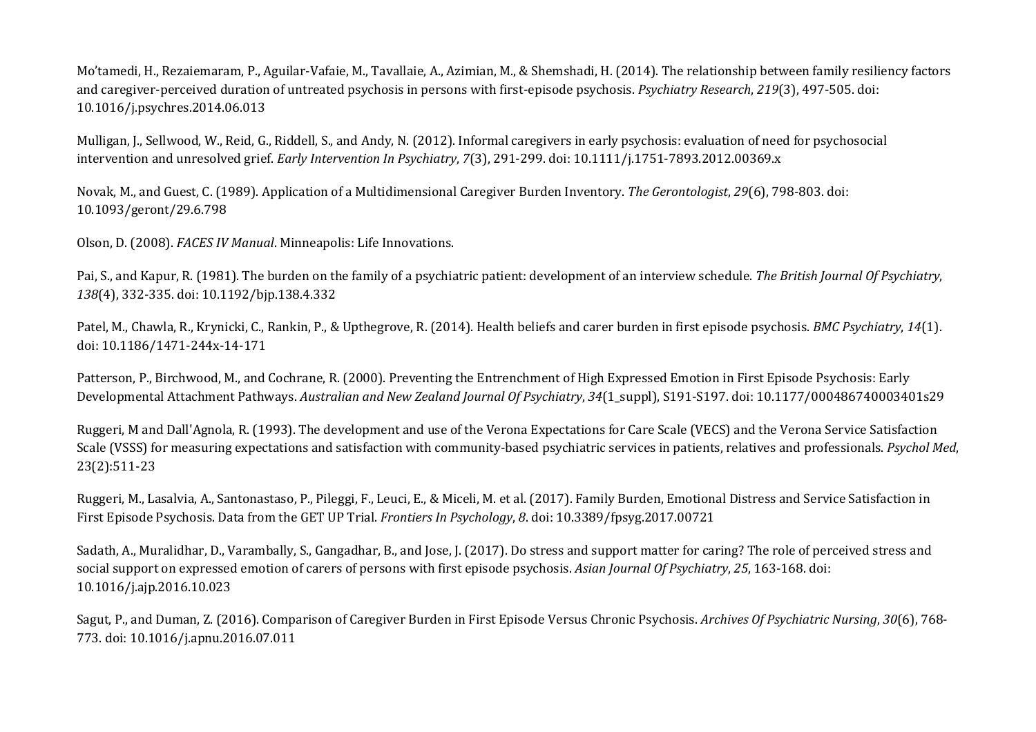Mo'tamedi, H., Rezaiemaram, P., Aguilar-Vafaie, M., Tavallaie, A., Azimian, M., & Shemshadi, H. (2014). The relationship between family resiliency factors and caregiver-perceived duration of untreated psychosis in persons with first-episode psychosis. *Psychiatry Research*, *219*(3), 497-505. doi: 10.1016/j.psychres.2014.06.013

Mulligan, J., Sellwood, W., Reid, G., Riddell, S., and Andy, N. (2012). Informal caregivers in early psychosis: evaluation of need for psychosocial intervention and unresolved grief. *Early Intervention In Psychiatry*, *7*(3), 291-299. doi: 10.1111/j.1751-7893.2012.00369.x

Novak, M., and Guest, C. (1989). Application of a Multidimensional Caregiver Burden Inventory. *The Gerontologist*, *29*(6), 798-803. doi: 10.1093/geront/29.6.798

Olson, D. (2008). *FACES IV Manual*. Minneapolis: Life Innovations.

Pai, S., and Kapur, R. (1981). The burden on the family of a psychiatric patient: development of an interview schedule. *The British Journal Of Psychiatry*, *138*(4), 332-335. doi: 10.1192/bjp.138.4.332

Patel, M., Chawla, R., Krynicki, C., Rankin, P., & Upthegrove, R. (2014). Health beliefs and carer burden in first episode psychosis. *BMC Psychiatry*, *14*(1). doi: 10.1186/1471-244x-14-171

Patterson, P., Birchwood, M., and Cochrane, R. (2000). Preventing the Entrenchment of High Expressed Emotion in First Episode Psychosis: Early Developmental Attachment Pathways. *Australian and New Zealand Journal Of Psychiatry*, *34*(1_suppl), S191-S197. doi: 10.1177/000486740003401s29

Ruggeri, M and Dall'Agnola, R. (1993). The development and use of the Verona Expectations for Care Scale (VECS) and the Verona Service Satisfaction Scale (VSSS) for measuring expectations and satisfaction with community-based psychiatric services in patients, relatives and professionals. *Psychol Med*, 23(2):511-23

Ruggeri, M., Lasalvia, A., Santonastaso, P., Pileggi, F., Leuci, E., & Miceli, M. et al. (2017). Family Burden, Emotional Distress and Service Satisfaction in First Episode Psychosis. Data from the GET UP Trial. *Frontiers In Psychology*, *8*. doi: 10.3389/fpsyg.2017.00721

Sadath, A., Muralidhar, D., Varambally, S., Gangadhar, B., and Jose, J. (2017). Do stress and support matter for caring? The role of perceived stress and social support on expressed emotion of carers of persons with first episode psychosis. *Asian Journal Of Psychiatry*, *25*, 163-168. doi: 10.1016/j.ajp.2016.10.023

Sagut, P., and Duman, Z. (2016). Comparison of Caregiver Burden in First Episode Versus Chronic Psychosis. *Archives Of Psychiatric Nursing*, *30*(6), 768-773. doi: 10.1016/j.apnu.2016.07.011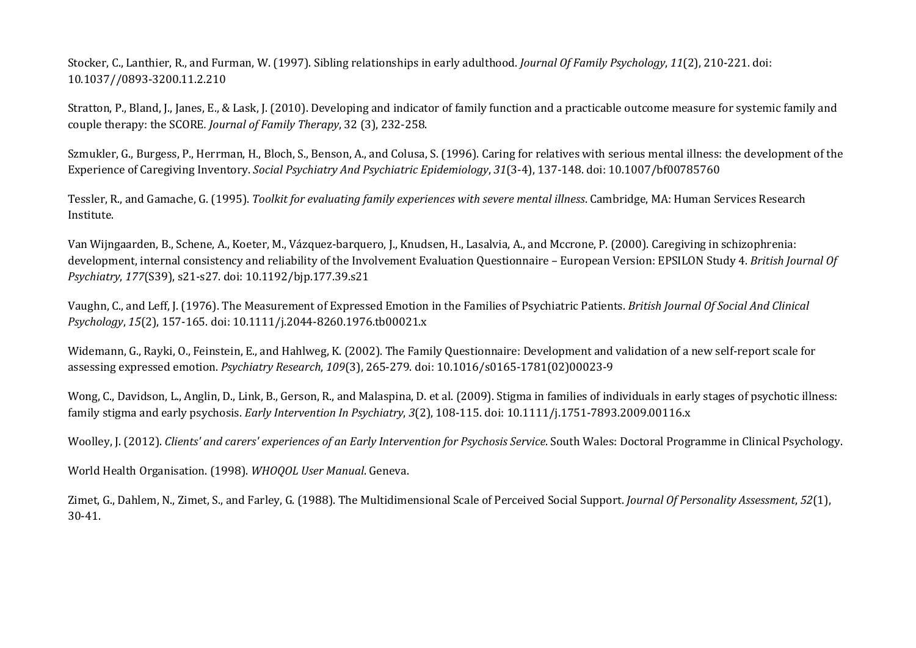Stocker, C., Lanthier, R., and Furman, W. (1997). Sibling relationships in early adulthood. *Journal Of Family Psychology*, *11*(2), 210-221. doi: 10.1037//0893-3200.11.2.210

Stratton, P., Bland, J., Janes, E., & Lask, J. (2010). Developing and indicator of family function and a practicable outcome measure for systemic family and couple therapy: the SCORE. *Journal of Family Therapy*, 32 (3), 232-258.

Szmukler, G., Burgess, P., Herrman, H., Bloch, S., Benson, A., and Colusa, S. (1996). Caring for relatives with serious mental illness: the development of the Experience of Caregiving Inventory. *Social Psychiatry And Psychiatric Epidemiology*, *31*(3-4), 137-148. doi: 10.1007/bf00785760

Tessler, R., and Gamache, G. (1995). *Toolkit for evaluating family experiences with severe mental illness*. Cambridge, MA: Human Services Research Institute.

Van Wijngaarden, B., Schene, A., Koeter, M., Vázquez-barquero, J., Knudsen, H., Lasalvia, A., and Mccrone, P. (2000). Caregiving in schizophrenia: development, internal consistency and reliability of the Involvement Evaluation Questionnaire – European Version: EPSILON Study 4. *British Journal Of Psychiatry*, *177*(S39), s21-s27. doi: 10.1192/bjp.177.39.s21

Vaughn, C., and Leff, J. (1976). The Measurement of Expressed Emotion in the Families of Psychiatric Patients. *British Journal Of Social And Clinical Psychology*, *15*(2), 157-165. doi: 10.1111/j.2044-8260.1976.tb00021.x

Widemann, G., Rayki, O., Feinstein, E., and Hahlweg, K. (2002). The Family Questionnaire: Development and validation of a new self-report scale for assessing expressed emotion. *Psychiatry Research*, *109*(3), 265-279. doi: 10.1016/s0165-1781(02)00023-9

Wong, C., Davidson, L., Anglin, D., Link, B., Gerson, R., and Malaspina, D. et al. (2009). Stigma in families of individuals in early stages of psychotic illness: family stigma and early psychosis. *Early Intervention In Psychiatry*, *3*(2), 108-115. doi: 10.1111/j.1751-7893.2009.00116.x

Woolley, J. (2012). *Clients' and carers' experiences of an Early Intervention for Psychosis Service*. South Wales: Doctoral Programme in Clinical Psychology.

World Health Organisation. (1998). *WHOQOL User Manual*. Geneva.

Zimet, G., Dahlem, N., Zimet, S., and Farley, G. (1988). The Multidimensional Scale of Perceived Social Support. *Journal Of Personality Assessment*, *52*(1), 30-41.